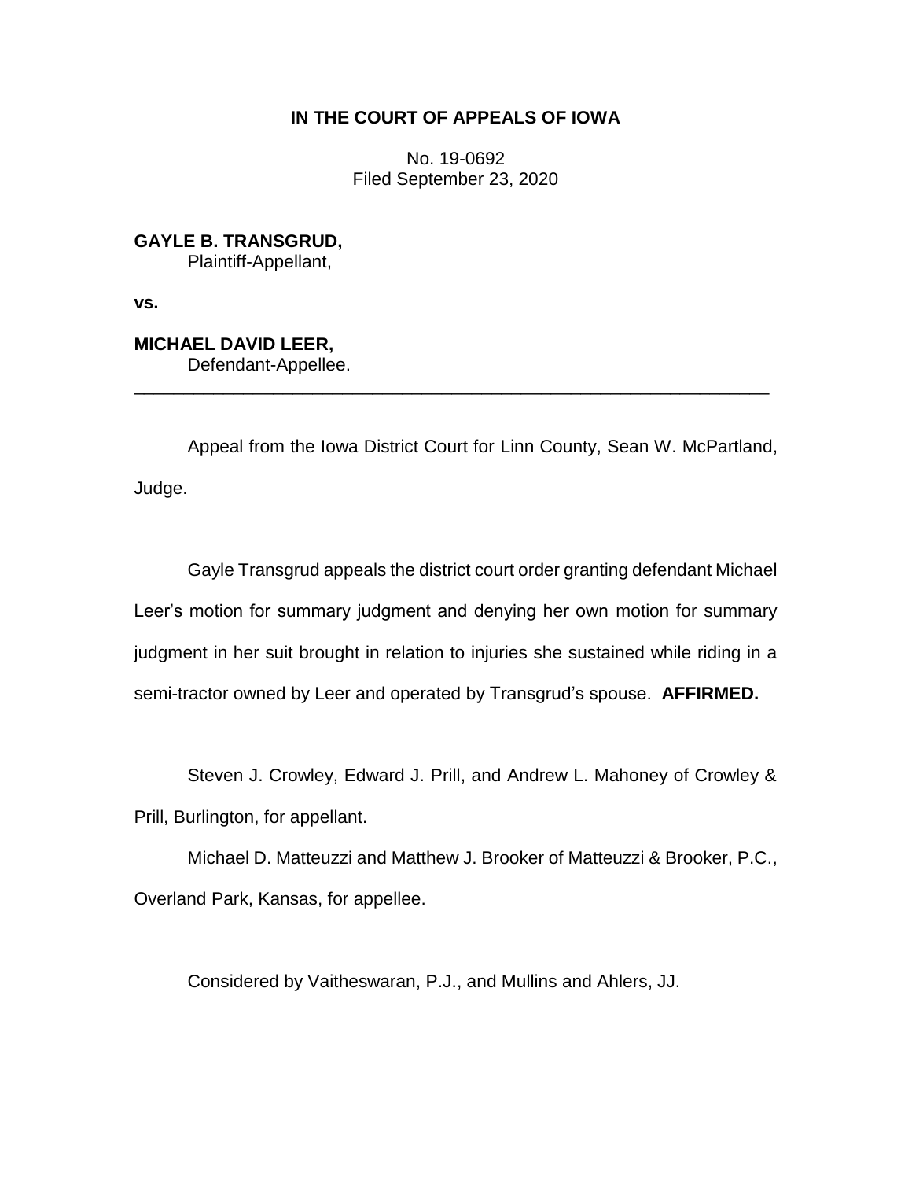# IN THE COURT OF APPEALS OF IOWA

No. 19-0692
Filed September 23, 2020

**GAYLE B. TRANSGRUD,**
Plaintiff-Appellant,

**vs.**

**MICHAEL DAVID LEER,**
Defendant-Appellee.

---

Appeal from the Iowa District Court for Linn County, Sean W. McPartland, Judge.

Gayle Transgrud appeals the district court order granting defendant Michael Leer's motion for summary judgment and denying her own motion for summary judgment in her suit brought in relation to injuries she sustained while riding in a semi-tractor owned by Leer and operated by Transgrud's spouse. **AFFIRMED.**

Steven J. Crowley, Edward J. Prill, and Andrew L. Mahoney of Crowley & Prill, Burlington, for appellant.

Michael D. Matteuzzi and Matthew J. Brooker of Matteuzzi & Brooker, P.C., Overland Park, Kansas, for appellee.

Considered by Vaitheswaran, P.J., and Mullins and Ahlers, JJ.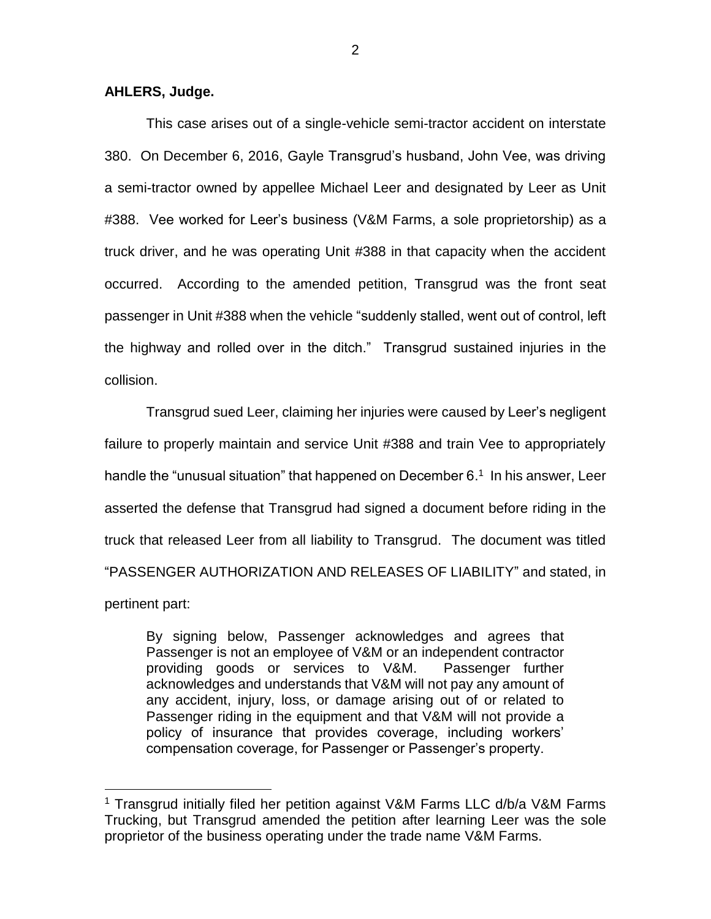**AHLERS, Judge.**

This case arises out of a single-vehicle semi-tractor accident on interstate 380. On December 6, 2016, Gayle Transgrud's husband, John Vee, was driving a semi-tractor owned by appellee Michael Leer and designated by Leer as Unit #388. Vee worked for Leer's business (V&M Farms, a sole proprietorship) as a truck driver, and he was operating Unit #388 in that capacity when the accident occurred. According to the amended petition, Transgrud was the front seat passenger in Unit #388 when the vehicle "suddenly stalled, went out of control, left the highway and rolled over in the ditch." Transgrud sustained injuries in the collision.

Transgrud sued Leer, claiming her injuries were caused by Leer's negligent failure to properly maintain and service Unit #388 and train Vee to appropriately handle the "unusual situation" that happened on December 6.[1] In his answer, Leer asserted the defense that Transgrud had signed a document before riding in the truck that released Leer from all liability to Transgrud. The document was titled "PASSENGER AUTHORIZATION AND RELEASES OF LIABILITY" and stated, in pertinent part:

> By signing below, Passenger acknowledges and agrees that Passenger is not an employee of V&M or an independent contractor providing goods or services to V&M. Passenger further acknowledges and understands that V&M will not pay any amount of any accident, injury, loss, or damage arising out of or related to Passenger riding in the equipment and that V&M will not provide a policy of insurance that provides coverage, including workers' compensation coverage, for Passenger or Passenger's property.

[1] Transgrud initially filed her petition against V&M Farms LLC d/b/a V&M Farms Trucking, but Transgrud amended the petition after learning Leer was the sole proprietor of the business operating under the trade name V&M Farms.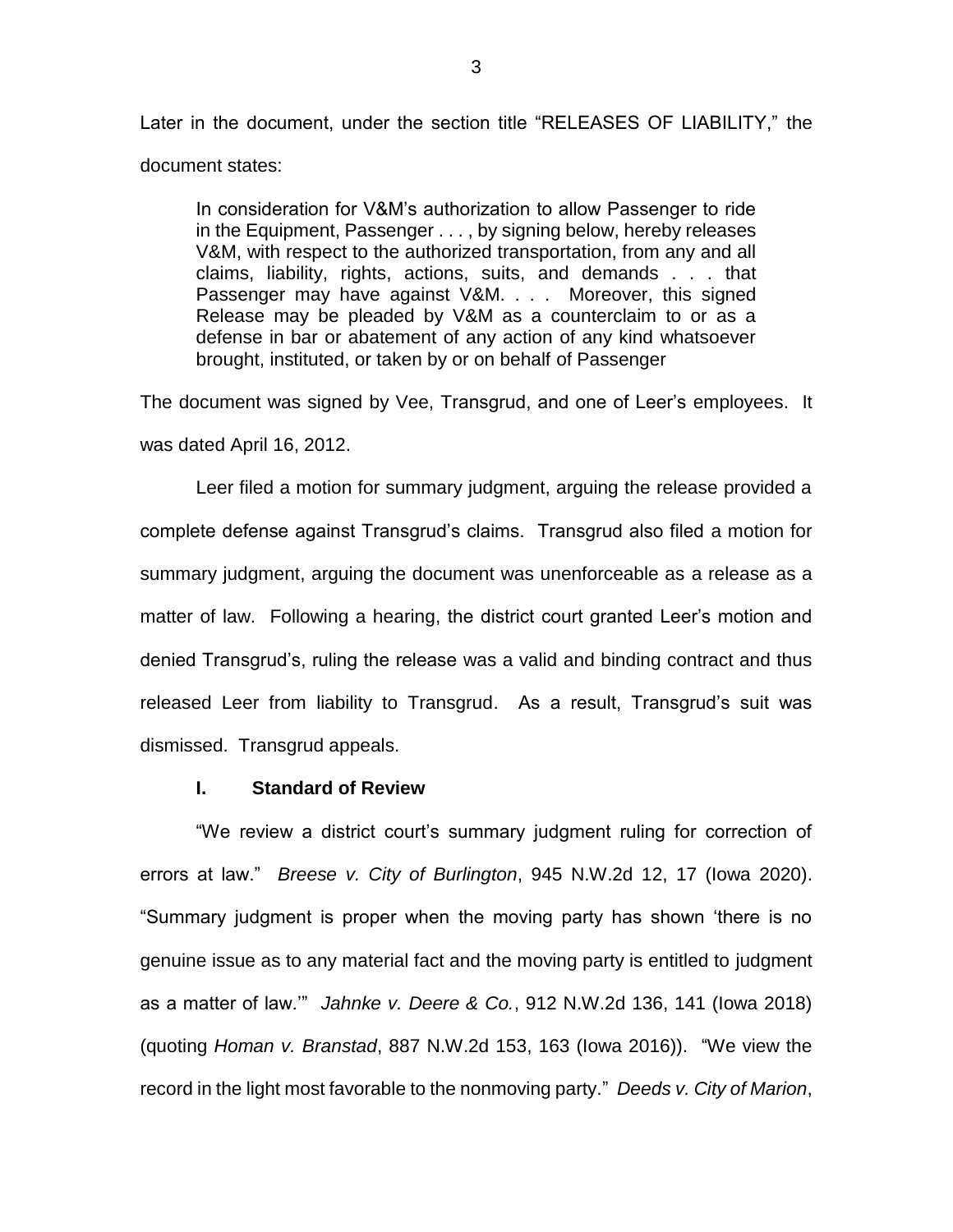Later in the document, under the section title "RELEASES OF LIABILITY," the document states:

> In consideration for V&M's authorization to allow Passenger to ride in the Equipment, Passenger . . . , by signing below, hereby releases V&M, with respect to the authorized transportation, from any and all claims, liability, rights, actions, suits, and demands . . . that Passenger may have against V&M. . . . Moreover, this signed Release may be pleaded by V&M as a counterclaim to or as a defense in bar or abatement of any action of any kind whatsoever brought, instituted, or taken by or on behalf of Passenger

The document was signed by Vee, Transgrud, and one of Leer's employees. It was dated April 16, 2012.

Leer filed a motion for summary judgment, arguing the release provided a complete defense against Transgrud's claims. Transgrud also filed a motion for summary judgment, arguing the document was unenforceable as a release as a matter of law. Following a hearing, the district court granted Leer's motion and denied Transgrud's, ruling the release was a valid and binding contract and thus released Leer from liability to Transgrud. As a result, Transgrud's suit was dismissed. Transgrud appeals.

## I. Standard of Review

"We review a district court's summary judgment ruling for correction of errors at law." *Breese v. City of Burlington*, 945 N.W.2d 12, 17 (Iowa 2020). "Summary judgment is proper when the moving party has shown 'there is no genuine issue as to any material fact and the moving party is entitled to judgment as a matter of law.'" *Jahnke v. Deere & Co.*, 912 N.W.2d 136, 141 (Iowa 2018) (quoting *Homan v. Branstad*, 887 N.W.2d 153, 163 (Iowa 2016)). "We view the record in the light most favorable to the nonmoving party." *Deeds v. City of Marion*,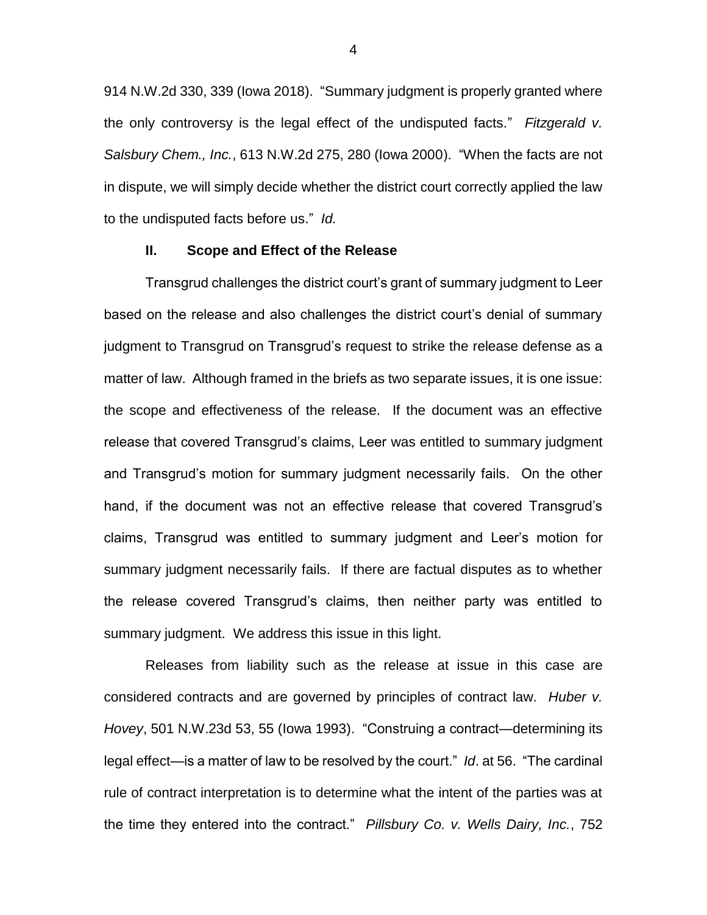914 N.W.2d 330, 339 (Iowa 2018). "Summary judgment is properly granted where the only controversy is the legal effect of the undisputed facts." *Fitzgerald v. Salsbury Chem., Inc.*, 613 N.W.2d 275, 280 (Iowa 2000). "When the facts are not in dispute, we will simply decide whether the district court correctly applied the law to the undisputed facts before us." *Id.*

### II. Scope and Effect of the Release

Transgrud challenges the district court's grant of summary judgment to Leer based on the release and also challenges the district court's denial of summary judgment to Transgrud on Transgrud's request to strike the release defense as a matter of law. Although framed in the briefs as two separate issues, it is one issue: the scope and effectiveness of the release. If the document was an effective release that covered Transgrud's claims, Leer was entitled to summary judgment and Transgrud's motion for summary judgment necessarily fails. On the other hand, if the document was not an effective release that covered Transgrud's claims, Transgrud was entitled to summary judgment and Leer's motion for summary judgment necessarily fails. If there are factual disputes as to whether the release covered Transgrud's claims, then neither party was entitled to summary judgment. We address this issue in this light.

Releases from liability such as the release at issue in this case are considered contracts and are governed by principles of contract law. *Huber v. Hovey*, 501 N.W.23d 53, 55 (Iowa 1993). "Construing a contract—determining its legal effect—is a matter of law to be resolved by the court." *Id*. at 56. "The cardinal rule of contract interpretation is to determine what the intent of the parties was at the time they entered into the contract." *Pillsbury Co. v. Wells Dairy, Inc.*, 752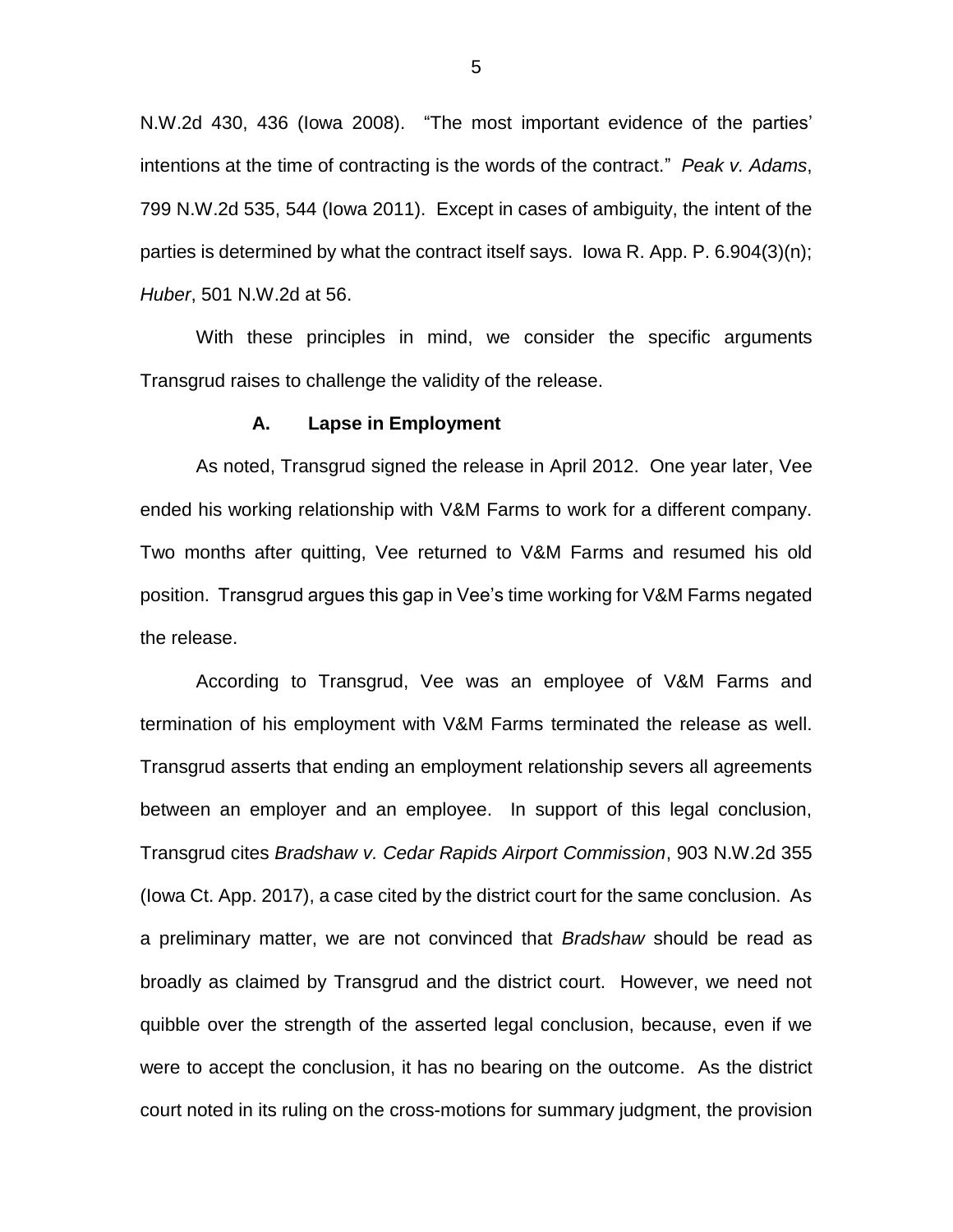N.W.2d 430, 436 (Iowa 2008). "The most important evidence of the parties' intentions at the time of contracting is the words of the contract." *Peak v. Adams*, 799 N.W.2d 535, 544 (Iowa 2011). Except in cases of ambiguity, the intent of the parties is determined by what the contract itself says. Iowa R. App. P. 6.904(3)(n); *Huber*, 501 N.W.2d at 56.

With these principles in mind, we consider the specific arguments Transgrud raises to challenge the validity of the release.

### A. Lapse in Employment

As noted, Transgrud signed the release in April 2012. One year later, Vee ended his working relationship with V&M Farms to work for a different company. Two months after quitting, Vee returned to V&M Farms and resumed his old position. Transgrud argues this gap in Vee's time working for V&M Farms negated the release.

According to Transgrud, Vee was an employee of V&M Farms and termination of his employment with V&M Farms terminated the release as well. Transgrud asserts that ending an employment relationship severs all agreements between an employer and an employee. In support of this legal conclusion, Transgrud cites *Bradshaw v. Cedar Rapids Airport Commission*, 903 N.W.2d 355 (Iowa Ct. App. 2017), a case cited by the district court for the same conclusion. As a preliminary matter, we are not convinced that *Bradshaw* should be read as broadly as claimed by Transgrud and the district court. However, we need not quibble over the strength of the asserted legal conclusion, because, even if we were to accept the conclusion, it has no bearing on the outcome. As the district court noted in its ruling on the cross-motions for summary judgment, the provision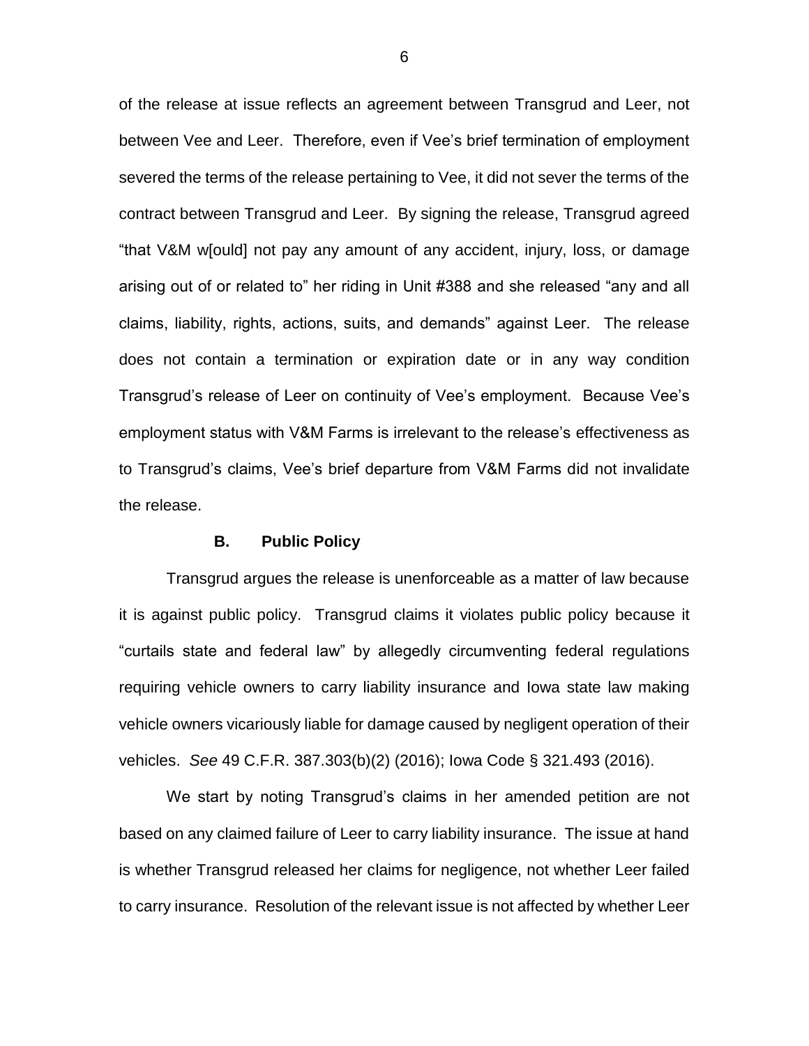of the release at issue reflects an agreement between Transgrud and Leer, not between Vee and Leer. Therefore, even if Vee's brief termination of employment severed the terms of the release pertaining to Vee, it did not sever the terms of the contract between Transgrud and Leer. By signing the release, Transgrud agreed "that V&M w[ould] not pay any amount of any accident, injury, loss, or damage arising out of or related to" her riding in Unit #388 and she released "any and all claims, liability, rights, actions, suits, and demands" against Leer. The release does not contain a termination or expiration date or in any way condition Transgrud's release of Leer on continuity of Vee's employment. Because Vee's employment status with V&M Farms is irrelevant to the release's effectiveness as to Transgrud's claims, Vee's brief departure from V&M Farms did not invalidate the release.

### B. Public Policy

Transgrud argues the release is unenforceable as a matter of law because it is against public policy. Transgrud claims it violates public policy because it "curtails state and federal law" by allegedly circumventing federal regulations requiring vehicle owners to carry liability insurance and Iowa state law making vehicle owners vicariously liable for damage caused by negligent operation of their vehicles. *See* 49 C.F.R. 387.303(b)(2) (2016); Iowa Code § 321.493 (2016).

We start by noting Transgrud's claims in her amended petition are not based on any claimed failure of Leer to carry liability insurance. The issue at hand is whether Transgrud released her claims for negligence, not whether Leer failed to carry insurance. Resolution of the relevant issue is not affected by whether Leer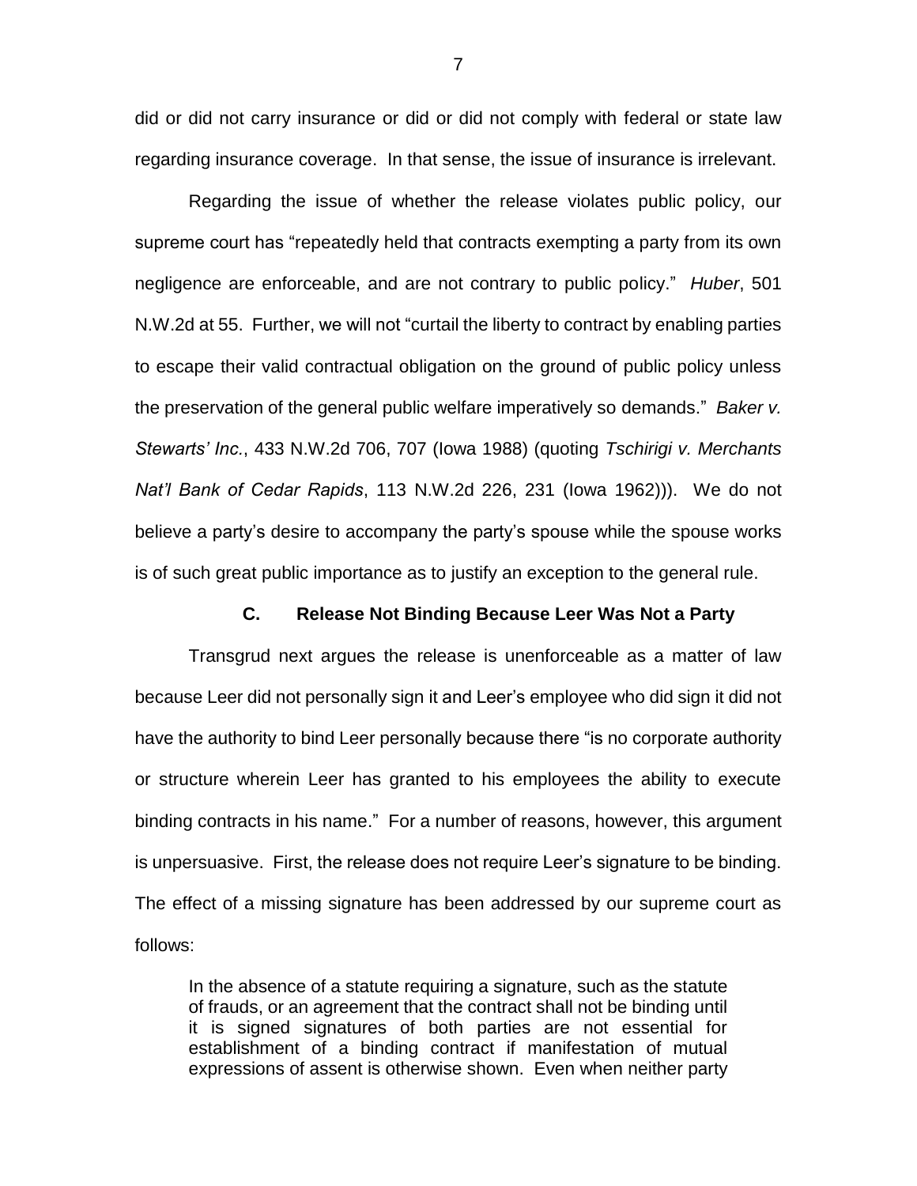did or did not carry insurance or did or did not comply with federal or state law regarding insurance coverage. In that sense, the issue of insurance is irrelevant.

Regarding the issue of whether the release violates public policy, our supreme court has "repeatedly held that contracts exempting a party from its own negligence are enforceable, and are not contrary to public policy." *Huber*, 501 N.W.2d at 55. Further, we will not "curtail the liberty to contract by enabling parties to escape their valid contractual obligation on the ground of public policy unless the preservation of the general public welfare imperatively so demands." *Baker v. Stewarts' Inc.*, 433 N.W.2d 706, 707 (Iowa 1988) (quoting *Tschirigi v. Merchants Nat'l Bank of Cedar Rapids*, 113 N.W.2d 226, 231 (Iowa 1962))). We do not believe a party's desire to accompany the party's spouse while the spouse works is of such great public importance as to justify an exception to the general rule.

### C. Release Not Binding Because Leer Was Not a Party

Transgrud next argues the release is unenforceable as a matter of law because Leer did not personally sign it and Leer's employee who did sign it did not have the authority to bind Leer personally because there "is no corporate authority or structure wherein Leer has granted to his employees the ability to execute binding contracts in his name." For a number of reasons, however, this argument is unpersuasive. First, the release does not require Leer's signature to be binding. The effect of a missing signature has been addressed by our supreme court as follows:

> In the absence of a statute requiring a signature, such as the statute of frauds, or an agreement that the contract shall not be binding until it is signed signatures of both parties are not essential for establishment of a binding contract if manifestation of mutual expressions of assent is otherwise shown. Even when neither party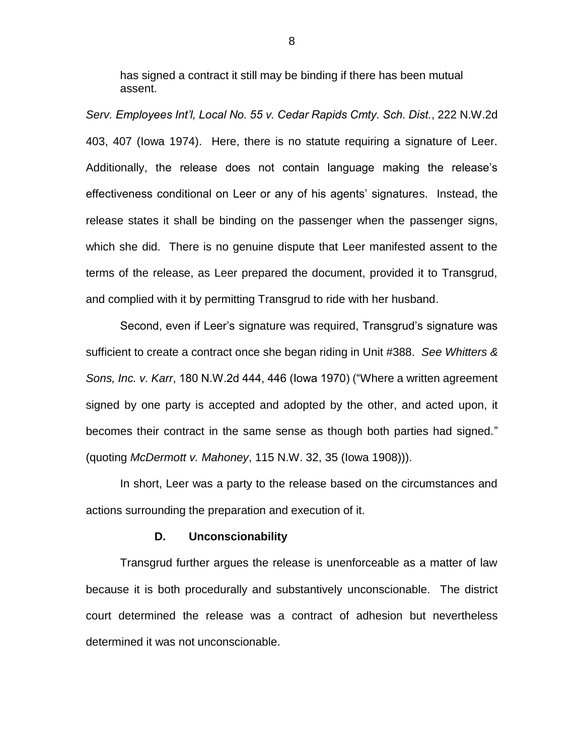> has signed a contract it still may be binding if there has been mutual assent.

*Serv. Employees Int'l, Local No. 55 v. Cedar Rapids Cmty. Sch. Dist.*, 222 N.W.2d 403, 407 (Iowa 1974). Here, there is no statute requiring a signature of Leer. Additionally, the release does not contain language making the release's effectiveness conditional on Leer or any of his agents' signatures. Instead, the release states it shall be binding on the passenger when the passenger signs, which she did. There is no genuine dispute that Leer manifested assent to the terms of the release, as Leer prepared the document, provided it to Transgrud, and complied with it by permitting Transgrud to ride with her husband.

Second, even if Leer's signature was required, Transgrud's signature was sufficient to create a contract once she began riding in Unit #388. *See Whitters & Sons, Inc. v. Karr*, 180 N.W.2d 444, 446 (Iowa 1970) ("Where a written agreement signed by one party is accepted and adopted by the other, and acted upon, it becomes their contract in the same sense as though both parties had signed." (quoting *McDermott v. Mahoney*, 115 N.W. 32, 35 (Iowa 1908))).

In short, Leer was a party to the release based on the circumstances and actions surrounding the preparation and execution of it.

### D. Unconscionability

Transgrud further argues the release is unenforceable as a matter of law because it is both procedurally and substantively unconscionable. The district court determined the release was a contract of adhesion but nevertheless determined it was not unconscionable.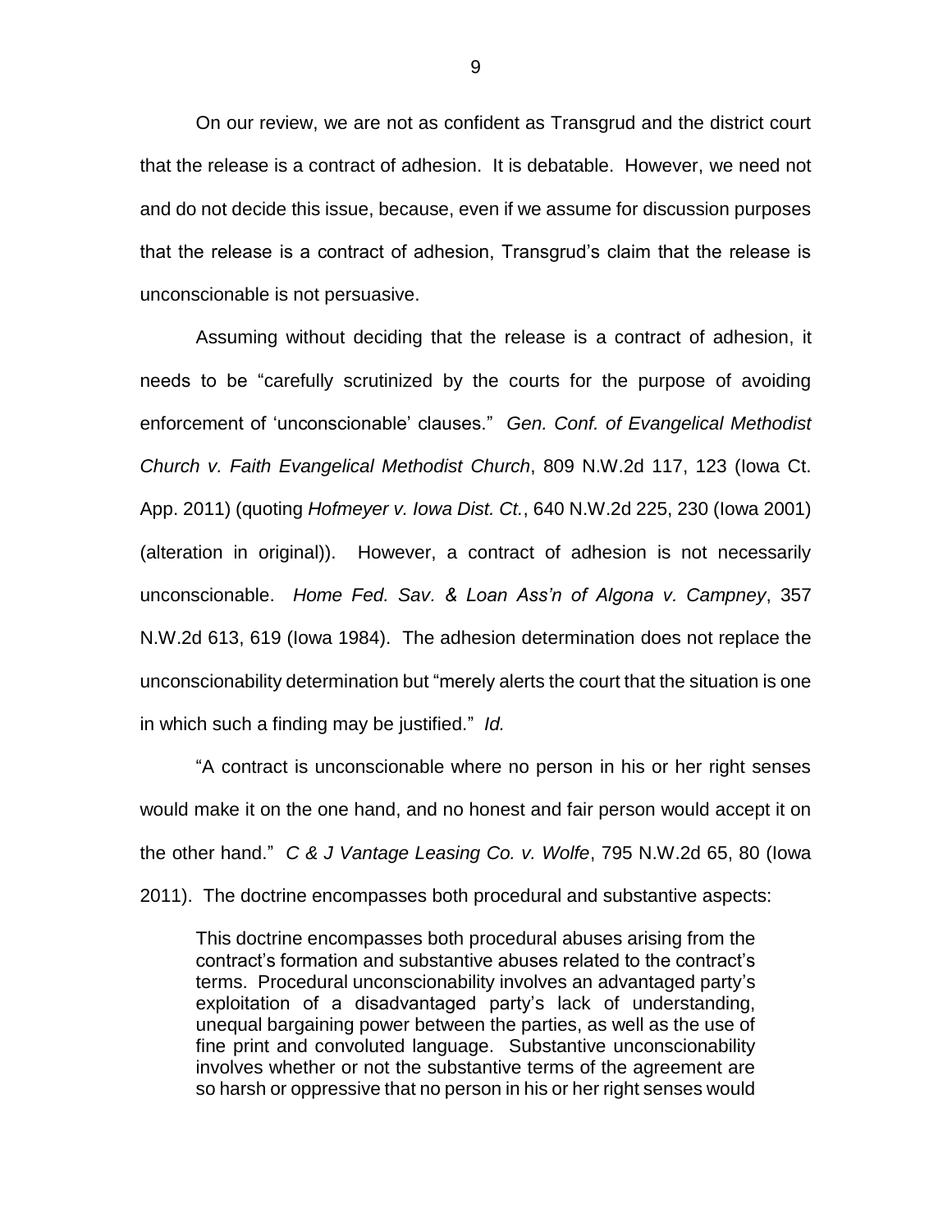On our review, we are not as confident as Transgrud and the district court that the release is a contract of adhesion. It is debatable. However, we need not and do not decide this issue, because, even if we assume for discussion purposes that the release is a contract of adhesion, Transgrud's claim that the release is unconscionable is not persuasive.

Assuming without deciding that the release is a contract of adhesion, it needs to be "carefully scrutinized by the courts for the purpose of avoiding enforcement of 'unconscionable' clauses." *Gen. Conf. of Evangelical Methodist Church v. Faith Evangelical Methodist Church*, 809 N.W.2d 117, 123 (Iowa Ct. App. 2011) (quoting *Hofmeyer v. Iowa Dist. Ct.*, 640 N.W.2d 225, 230 (Iowa 2001) (alteration in original)). However, a contract of adhesion is not necessarily unconscionable. *Home Fed. Sav. & Loan Ass'n of Algona v. Campney*, 357 N.W.2d 613, 619 (Iowa 1984). The adhesion determination does not replace the unconscionability determination but "merely alerts the court that the situation is one in which such a finding may be justified." *Id.*

"A contract is unconscionable where no person in his or her right senses would make it on the one hand, and no honest and fair person would accept it on the other hand." *C & J Vantage Leasing Co. v. Wolfe*, 795 N.W.2d 65, 80 (Iowa 2011). The doctrine encompasses both procedural and substantive aspects:

> This doctrine encompasses both procedural abuses arising from the contract's formation and substantive abuses related to the contract's terms. Procedural unconscionability involves an advantaged party's exploitation of a disadvantaged party's lack of understanding, unequal bargaining power between the parties, as well as the use of fine print and convoluted language. Substantive unconscionability involves whether or not the substantive terms of the agreement are so harsh or oppressive that no person in his or her right senses would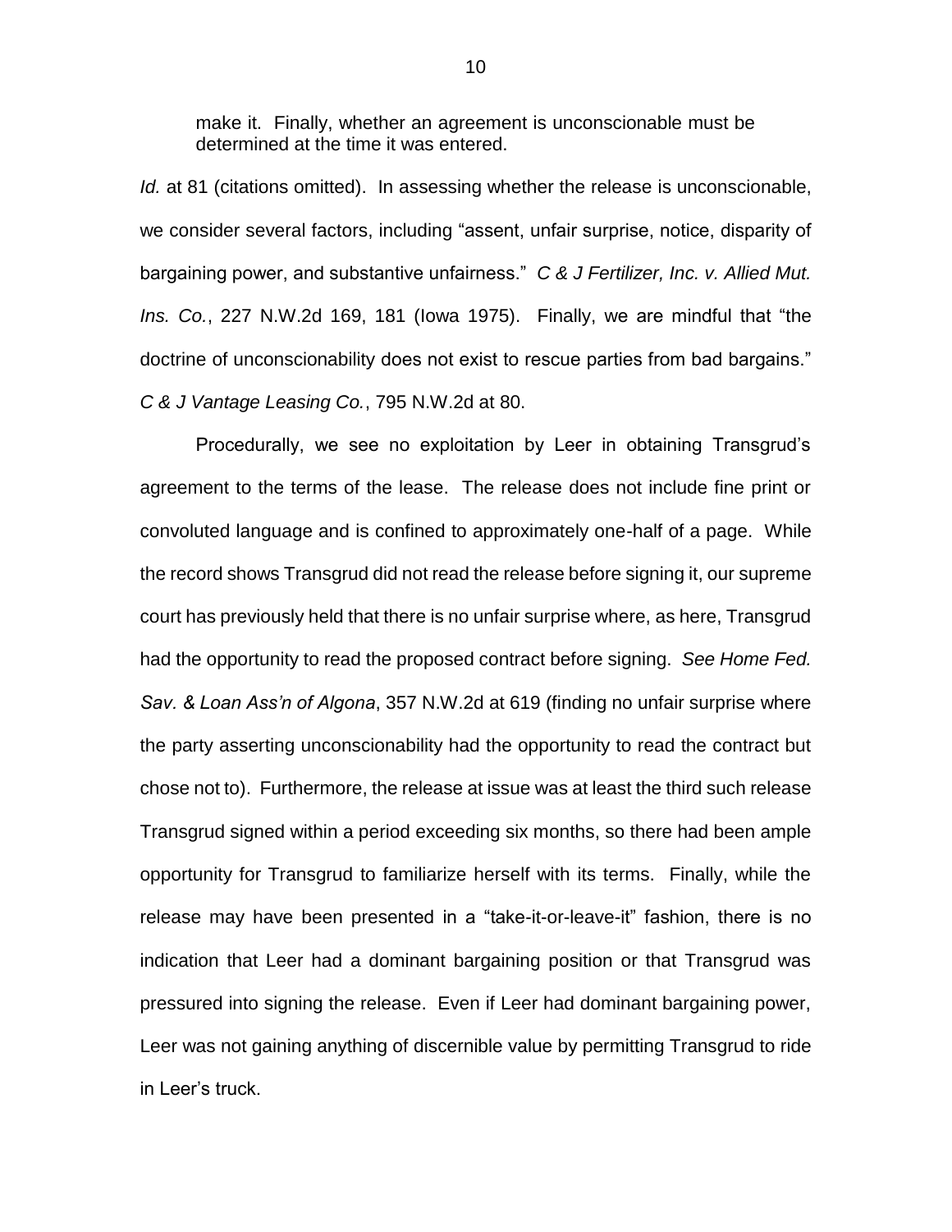make it. Finally, whether an agreement is unconscionable must be determined at the time it was entered.

*Id.* at 81 (citations omitted). In assessing whether the release is unconscionable, we consider several factors, including "assent, unfair surprise, notice, disparity of bargaining power, and substantive unfairness." *C & J Fertilizer, Inc. v. Allied Mut. Ins. Co.*, 227 N.W.2d 169, 181 (Iowa 1975). Finally, we are mindful that "the doctrine of unconscionability does not exist to rescue parties from bad bargains." *C & J Vantage Leasing Co.*, 795 N.W.2d at 80.

Procedurally, we see no exploitation by Leer in obtaining Transgrud's agreement to the terms of the lease. The release does not include fine print or convoluted language and is confined to approximately one-half of a page. While the record shows Transgrud did not read the release before signing it, our supreme court has previously held that there is no unfair surprise where, as here, Transgrud had the opportunity to read the proposed contract before signing. *See Home Fed. Sav. & Loan Ass'n of Algona*, 357 N.W.2d at 619 (finding no unfair surprise where the party asserting unconscionability had the opportunity to read the contract but chose not to). Furthermore, the release at issue was at least the third such release Transgrud signed within a period exceeding six months, so there had been ample opportunity for Transgrud to familiarize herself with its terms. Finally, while the release may have been presented in a "take-it-or-leave-it" fashion, there is no indication that Leer had a dominant bargaining position or that Transgrud was pressured into signing the release. Even if Leer had dominant bargaining power, Leer was not gaining anything of discernible value by permitting Transgrud to ride in Leer's truck.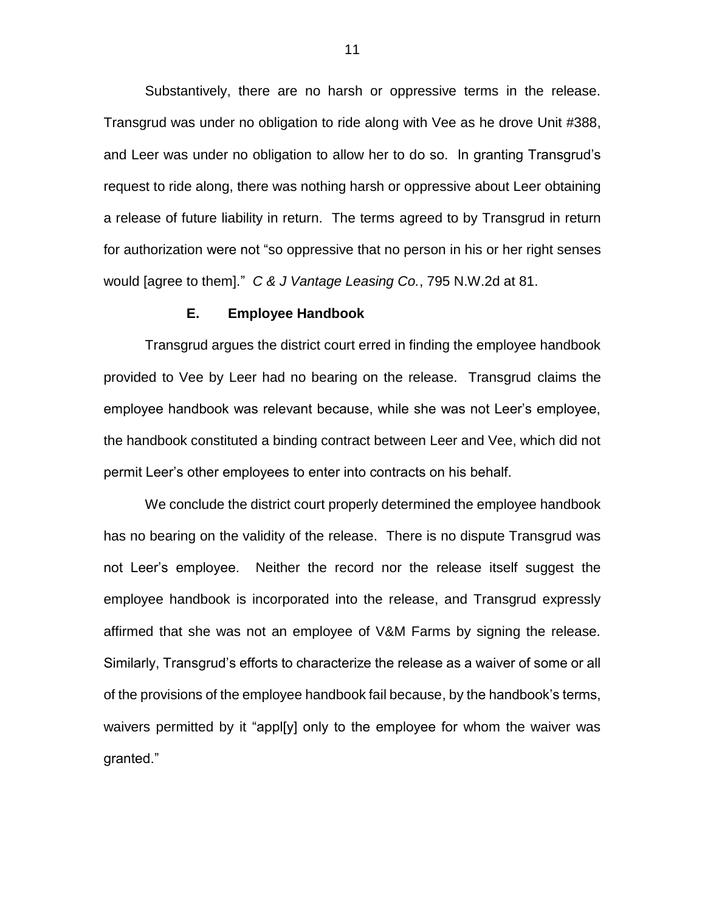Substantively, there are no harsh or oppressive terms in the release. Transgrud was under no obligation to ride along with Vee as he drove Unit #388, and Leer was under no obligation to allow her to do so. In granting Transgrud's request to ride along, there was nothing harsh or oppressive about Leer obtaining a release of future liability in return. The terms agreed to by Transgrud in return for authorization were not "so oppressive that no person in his or her right senses would [agree to them]." *C & J Vantage Leasing Co.*, 795 N.W.2d at 81.

### E. Employee Handbook

Transgrud argues the district court erred in finding the employee handbook provided to Vee by Leer had no bearing on the release. Transgrud claims the employee handbook was relevant because, while she was not Leer's employee, the handbook constituted a binding contract between Leer and Vee, which did not permit Leer's other employees to enter into contracts on his behalf.

We conclude the district court properly determined the employee handbook has no bearing on the validity of the release. There is no dispute Transgrud was not Leer's employee. Neither the record nor the release itself suggest the employee handbook is incorporated into the release, and Transgrud expressly affirmed that she was not an employee of V&M Farms by signing the release. Similarly, Transgrud's efforts to characterize the release as a waiver of some or all of the provisions of the employee handbook fail because, by the handbook's terms, waivers permitted by it "appl[y] only to the employee for whom the waiver was granted."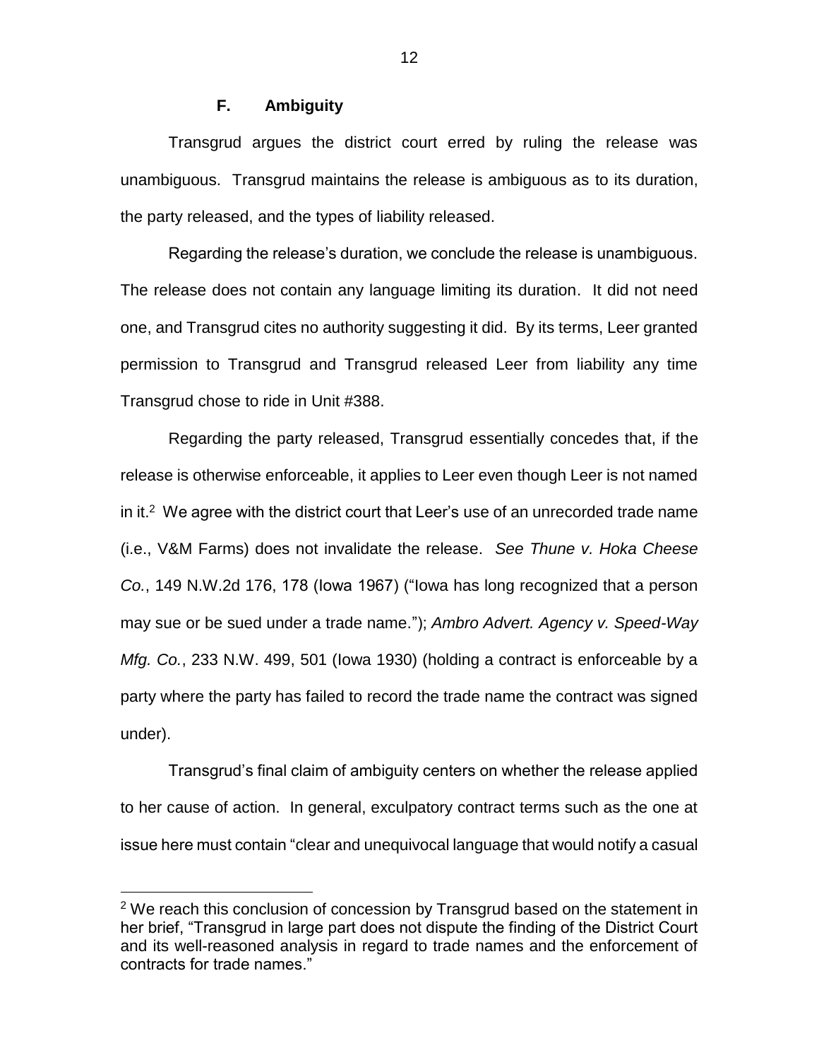### F. Ambiguity

Transgrud argues the district court erred by ruling the release was unambiguous. Transgrud maintains the release is ambiguous as to its duration, the party released, and the types of liability released.

Regarding the release's duration, we conclude the release is unambiguous. The release does not contain any language limiting its duration. It did not need one, and Transgrud cites no authority suggesting it did. By its terms, Leer granted permission to Transgrud and Transgrud released Leer from liability any time Transgrud chose to ride in Unit #388.

Regarding the party released, Transgrud essentially concedes that, if the release is otherwise enforceable, it applies to Leer even though Leer is not named in it.[2] We agree with the district court that Leer's use of an unrecorded trade name (i.e., V&M Farms) does not invalidate the release. *See Thune v. Hoka Cheese Co.*, 149 N.W.2d 176, 178 (Iowa 1967) ("Iowa has long recognized that a person may sue or be sued under a trade name."); *Ambro Advert. Agency v. Speed-Way Mfg. Co.*, 233 N.W. 499, 501 (Iowa 1930) (holding a contract is enforceable by a party where the party has failed to record the trade name the contract was signed under).

Transgrud's final claim of ambiguity centers on whether the release applied to her cause of action. In general, exculpatory contract terms such as the one at issue here must contain "clear and unequivocal language that would notify a casual

---

[2] We reach this conclusion of concession by Transgrud based on the statement in her brief, "Transgrud in large part does not dispute the finding of the District Court and its well-reasoned analysis in regard to trade names and the enforcement of contracts for trade names."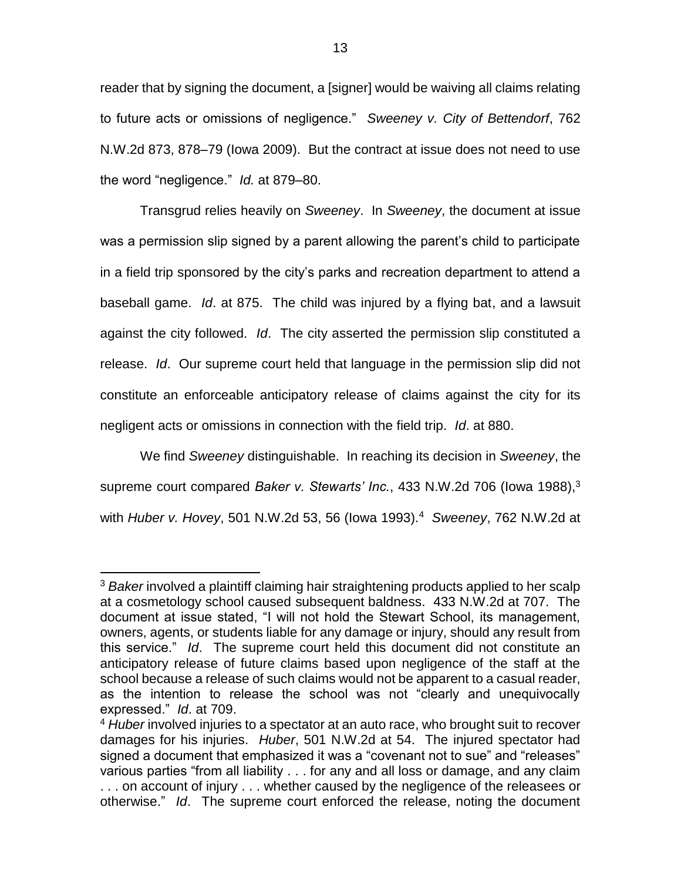reader that by signing the document, a [signer] would be waiving all claims relating to future acts or omissions of negligence." *Sweeney v. City of Bettendorf*, 762 N.W.2d 873, 878–79 (Iowa 2009). But the contract at issue does not need to use the word "negligence." *Id.* at 879–80.

Transgrud relies heavily on *Sweeney*. In *Sweeney*, the document at issue was a permission slip signed by a parent allowing the parent's child to participate in a field trip sponsored by the city's parks and recreation department to attend a baseball game. *Id*. at 875. The child was injured by a flying bat, and a lawsuit against the city followed. *Id*. The city asserted the permission slip constituted a release. *Id*. Our supreme court held that language in the permission slip did not constitute an enforceable anticipatory release of claims against the city for its negligent acts or omissions in connection with the field trip. *Id*. at 880.

We find *Sweeney* distinguishable. In reaching its decision in *Sweeney*, the supreme court compared *Baker v. Stewarts' Inc.*, 433 N.W.2d 706 (Iowa 1988),[3] with *Huber v. Hovey*, 501 N.W.2d 53, 56 (Iowa 1993).[4] *Sweeney*, 762 N.W.2d at

---

[3] *Baker* involved a plaintiff claiming hair straightening products applied to her scalp at a cosmetology school caused subsequent baldness. 433 N.W.2d at 707. The document at issue stated, "I will not hold the Stewart School, its management, owners, agents, or students liable for any damage or injury, should any result from this service." *Id*. The supreme court held this document did not constitute an anticipatory release of future claims based upon negligence of the staff at the school because a release of such claims would not be apparent to a casual reader, as the intention to release the school was not "clearly and unequivocally expressed." *Id*. at 709.

[4] *Huber* involved injuries to a spectator at an auto race, who brought suit to recover damages for his injuries. *Huber*, 501 N.W.2d at 54. The injured spectator had signed a document that emphasized it was a "covenant not to sue" and "releases" various parties "from all liability . . . for any and all loss or damage, and any claim . . . on account of injury . . . whether caused by the negligence of the releasees or otherwise." *Id*. The supreme court enforced the release, noting the document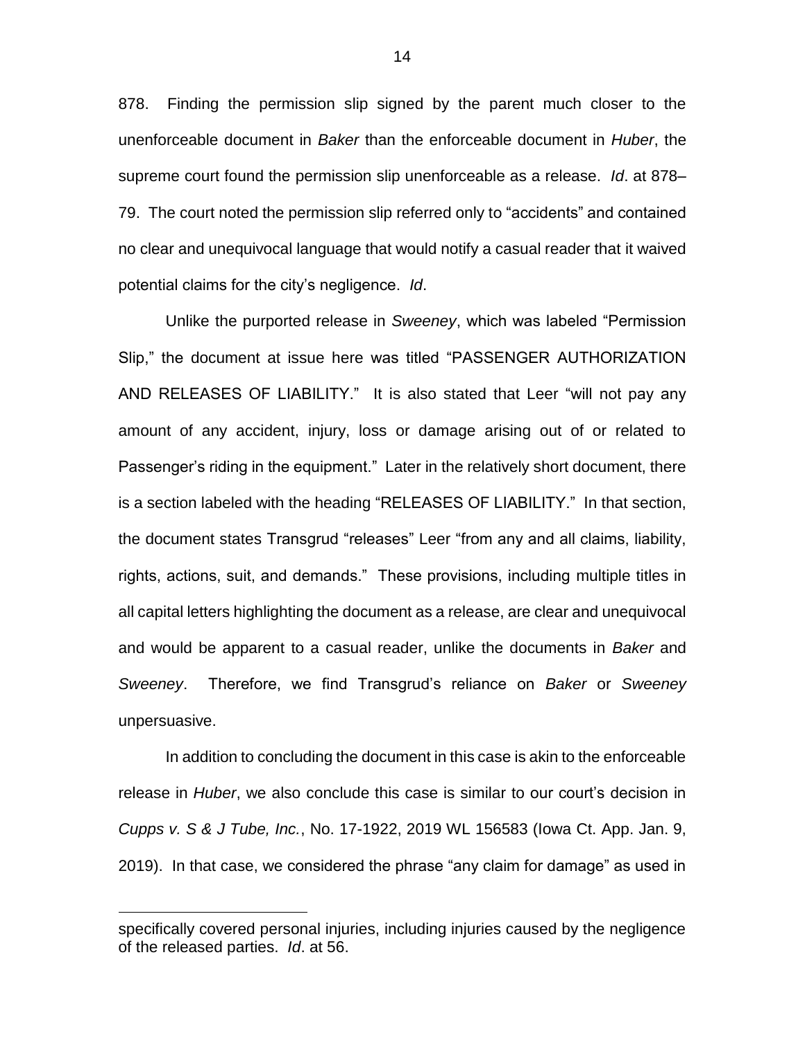878. Finding the permission slip signed by the parent much closer to the unenforceable document in *Baker* than the enforceable document in *Huber*, the supreme court found the permission slip unenforceable as a release. *Id*. at 878–79. The court noted the permission slip referred only to "accidents" and contained no clear and unequivocal language that would notify a casual reader that it waived potential claims for the city's negligence. *Id*.

Unlike the purported release in *Sweeney*, which was labeled "Permission Slip," the document at issue here was titled "PASSENGER AUTHORIZATION AND RELEASES OF LIABILITY." It is also stated that Leer "will not pay any amount of any accident, injury, loss or damage arising out of or related to Passenger's riding in the equipment." Later in the relatively short document, there is a section labeled with the heading "RELEASES OF LIABILITY." In that section, the document states Transgrud "releases" Leer "from any and all claims, liability, rights, actions, suit, and demands." These provisions, including multiple titles in all capital letters highlighting the document as a release, are clear and unequivocal and would be apparent to a casual reader, unlike the documents in *Baker* and *Sweeney*. Therefore, we find Transgrud's reliance on *Baker* or *Sweeney* unpersuasive.

In addition to concluding the document in this case is akin to the enforceable release in *Huber*, we also conclude this case is similar to our court's decision in *Cupps v. S & J Tube, Inc.*, No. 17-1922, 2019 WL 156583 (Iowa Ct. App. Jan. 9, 2019). In that case, we considered the phrase "any claim for damage" as used in

---

specifically covered personal injuries, including injuries caused by the negligence of the released parties. *Id*. at 56.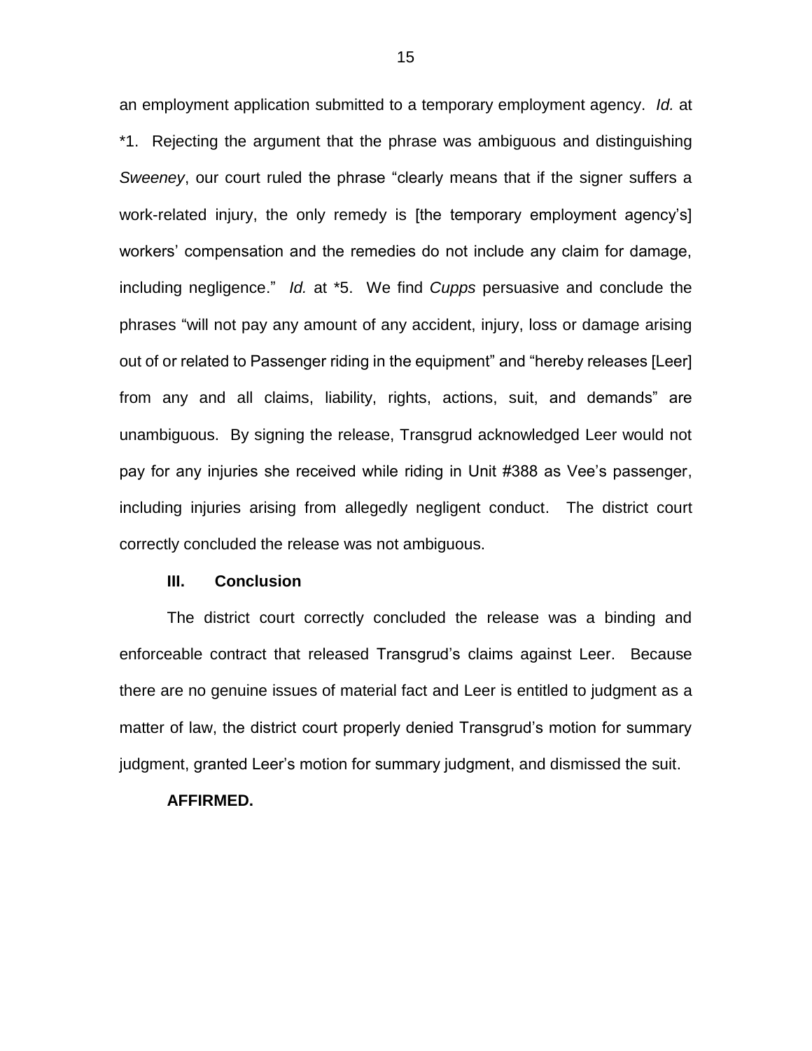an employment application submitted to a temporary employment agency. *Id.* at *1. Rejecting the argument that the phrase was ambiguous and distinguishing *Sweeney*, our court ruled the phrase "clearly means that if the signer suffers a work-related injury, the only remedy is [the temporary employment agency's] workers' compensation and the remedies do not include any claim for damage, including negligence." *Id.* at *5. We find *Cupps* persuasive and conclude the phrases "will not pay any amount of any accident, injury, loss or damage arising out of or related to Passenger riding in the equipment" and "hereby releases [Leer] from any and all claims, liability, rights, actions, suit, and demands" are unambiguous. By signing the release, Transgrud acknowledged Leer would not pay for any injuries she received while riding in Unit #388 as Vee's passenger, including injuries arising from allegedly negligent conduct. The district court correctly concluded the release was not ambiguous.

### III. Conclusion

The district court correctly concluded the release was a binding and enforceable contract that released Transgrud's claims against Leer. Because there are no genuine issues of material fact and Leer is entitled to judgment as a matter of law, the district court properly denied Transgrud's motion for summary judgment, granted Leer's motion for summary judgment, and dismissed the suit.

**AFFIRMED.**